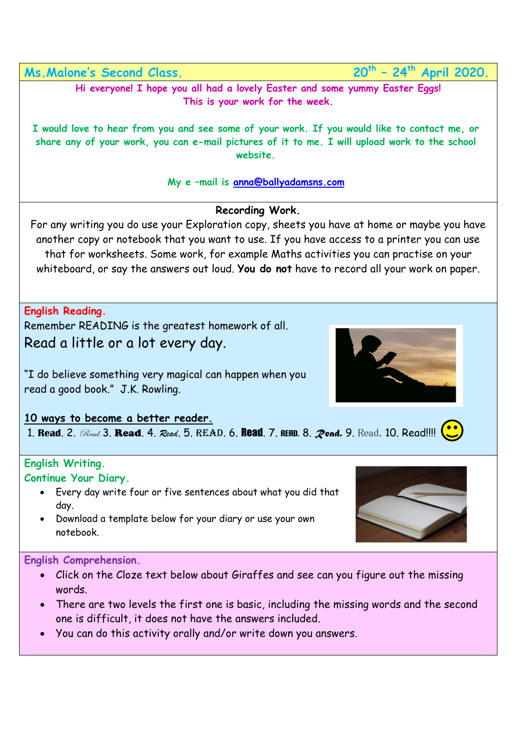**Ms.Malone's Second Class.** **20th – 24th April 2020.**

Hi everyone! I hope you all had a lovely Easter and some yummy Easter Eggs! This is your work for the week.

I would love to hear from you and see some of your work. If you would like to contact me, or share any of your work, you can e-mail pictures of it to me. I will upload work to the school website.

My e –mail is anna@ballyadamsns.com

**Recording Work.**

For any writing you do use your Exploration copy, sheets you have at home or maybe you have another copy or notebook that you want to use. If you have access to a printer you can use that for worksheets. Some work, for example Maths activities you can practise on your whiteboard, or say the answers out loud. **You do not** have to record all your work on paper.

## English Reading.

Remember READING is the greatest homework of all.

Read a little or a lot every day.

"I do believe something very magical can happen when you read a good book." J.K. Rowling.

**10 ways to become a better reader.**

1. **Read**. 2. *Read*. 3. **Read**. 4. *Read*. 5. READ. 6. **Read**. 7. READ. 8. ***Read***. 9. Read. 10. Read!!!! 🙂

## English Writing.

### Continue Your Diary.

- Every day write four or five sentences about what you did that day.
- Download a template below for your diary or use your own notebook.

## English Comprehension.

- Click on the Cloze text below about Giraffes and see can you figure out the missing words.
- There are two levels the first one is basic, including the missing words and the second one is difficult, it does not have the answers included.
- You can do this activity orally and/or write down you answers.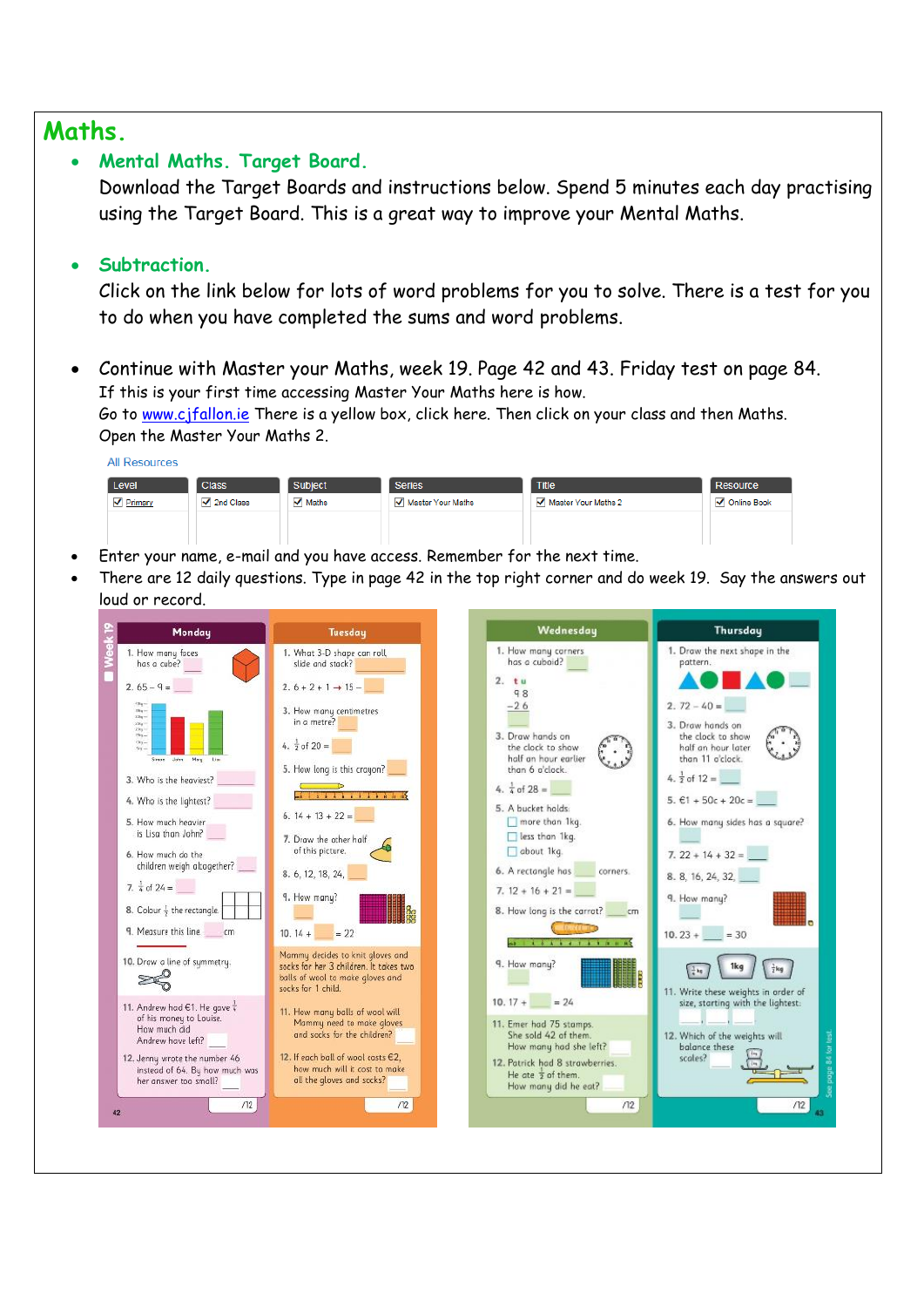# Maths.

- **Mental Maths. Target Board.**
  Download the Target Boards and instructions below. Spend 5 minutes each day practising using the Target Board. This is a great way to improve your Mental Maths.

- **Subtraction.**
  Click on the link below for lots of word problems for you to solve. There is a test for you to do when you have completed the sums and word problems.

- Continue with Master your Maths, week 19. Page 42 and 43. Friday test on page 84.
  If this is your first time accessing Master Your Maths here is how.
  Go to www.cjfallon.ie There is a yellow box, click here. Then click on your class and then Maths.
  Open the Master Your Maths 2.

All Resources

| Level | Class | Subject | Series | Title | Resource |
|---|---|---|---|---|---|
| ☑ Primary | ☑ 2nd Class | ☑ Maths | ☑ Master Your Maths | ☑ Master Your Maths 2 | ☑ Online Book |

- Enter your name, e-mail and you have access. Remember for the next time.
- There are 12 daily questions. Type in page 42 in the top right corner and do week 19. Say the answers out loud or record.

## Week 19

### Monday

1. How many faces has a cube?
2. 65 – 9 =
3. Who is the heaviest?
4. Who is the lightest?
5. How much heavier is Lisa than John?
6. How much do the children weigh altogether?
7. $\frac{1}{4}$ of 24 =
8. Colour $\frac{1}{4}$ the rectangle.
9. Measure this line. ___ cm
10. Draw a line of symmetry.
11. Andrew had €1. He gave $\frac{1}{4}$ of his money to Louise. How much did Andrew have left?
12. Jenny wrote the number 46 instead of 64. By how much was her answer too small?

/12

### Tuesday

1. What 3-D shape can roll, slide and stack?
2. 6 + 2 + 1 → 15 –
3. How many centimetres in a metre?
4. $\frac{1}{2}$ of 20 =
5. How long is this crayon?
6. 14 + 13 + 22 =
7. Draw the other half of this picture.
8. 6, 12, 18, 24,
9. How many?
10. 14 + ___ = 22

Mammy decides to knit gloves and socks for her 3 children. It takes two balls of wool to make gloves and socks for 1 child.

11. How many balls of wool will Mammy need to make gloves and socks for the children?
12. If each ball of wool costs €2, how much will it cost to make all the gloves and socks?

/12

### Wednesday

1. How many corners has a cuboid?
2. t u
   9 8
   – 2 6
3. Draw hands on the clock to show half an hour earlier than 6 o'clock.
4. $\frac{1}{4}$ of 28 =
5. A bucket holds:
   - ☐ more than 1kg.
   - ☐ less than 1kg.
   - ☐ about 1kg.
6. A rectangle has ___ corners.
7. 12 + 16 + 21 =
8. How long is the carrot? ___ cm
9. How many?
10. 17 + ___ = 24
11. Emer had 75 stamps. She sold 42 of them. How many had she left?
12. Patrick had 8 strawberries. He ate $\frac{1}{2}$ of them. How many did he eat?

/12

### Thursday

1. Draw the next shape in the pattern.
2. 72 – 40 =
3. Draw hands on the clock to show half an hour later than 11 o'clock.
4. $\frac{1}{2}$ of 12 =
5. €1 + 50c + 20c =
6. How many sides has a square?
7. 22 + 14 + 32 =
8. 8, 16, 24, 32,
9. How many?
10. 23 + ___ = 30
11. Write these weights in order of size, starting with the lightest.
12. Which of the weights will balance these scales?

/12

See page 84 for test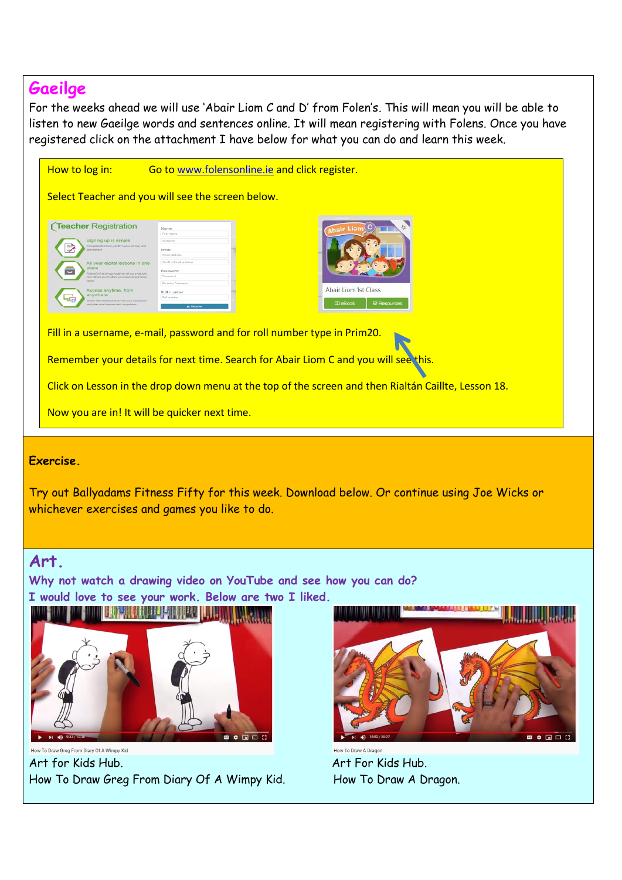## Gaeilge

For the weeks ahead we will use 'Abair Liom C and D' from Folen's. This will mean you will be able to listen to new Gaeilge words and sentences online. It will mean registering with Folens. Once you have registered click on the attachment I have below for what you can do and learn this week.

How to log in: Go to www.folensonline.ie and click register.

Select Teacher and you will see the screen below.

Fill in a username, e-mail, password and for roll number type in Prim20.

Remember your details for next time. Search for Abair Liom C and you will see this.

Click on Lesson in the drop down menu at the top of the screen and then Rialtán Caillte, Lesson 18.

Now you are in! It will be quicker next time.

**Exercise.**

Try out Ballyadams Fitness Fifty for this week. Download below. Or continue using Joe Wicks or whichever exercises and games you like to do.

## Art.

**Why not watch a drawing video on YouTube and see how you can do?**
**I would love to see your work. Below are two I liked.**

Art for Kids Hub.
How To Draw Greg From Diary Of A Wimpy Kid.

Art For Kids Hub.
How To Draw A Dragon.